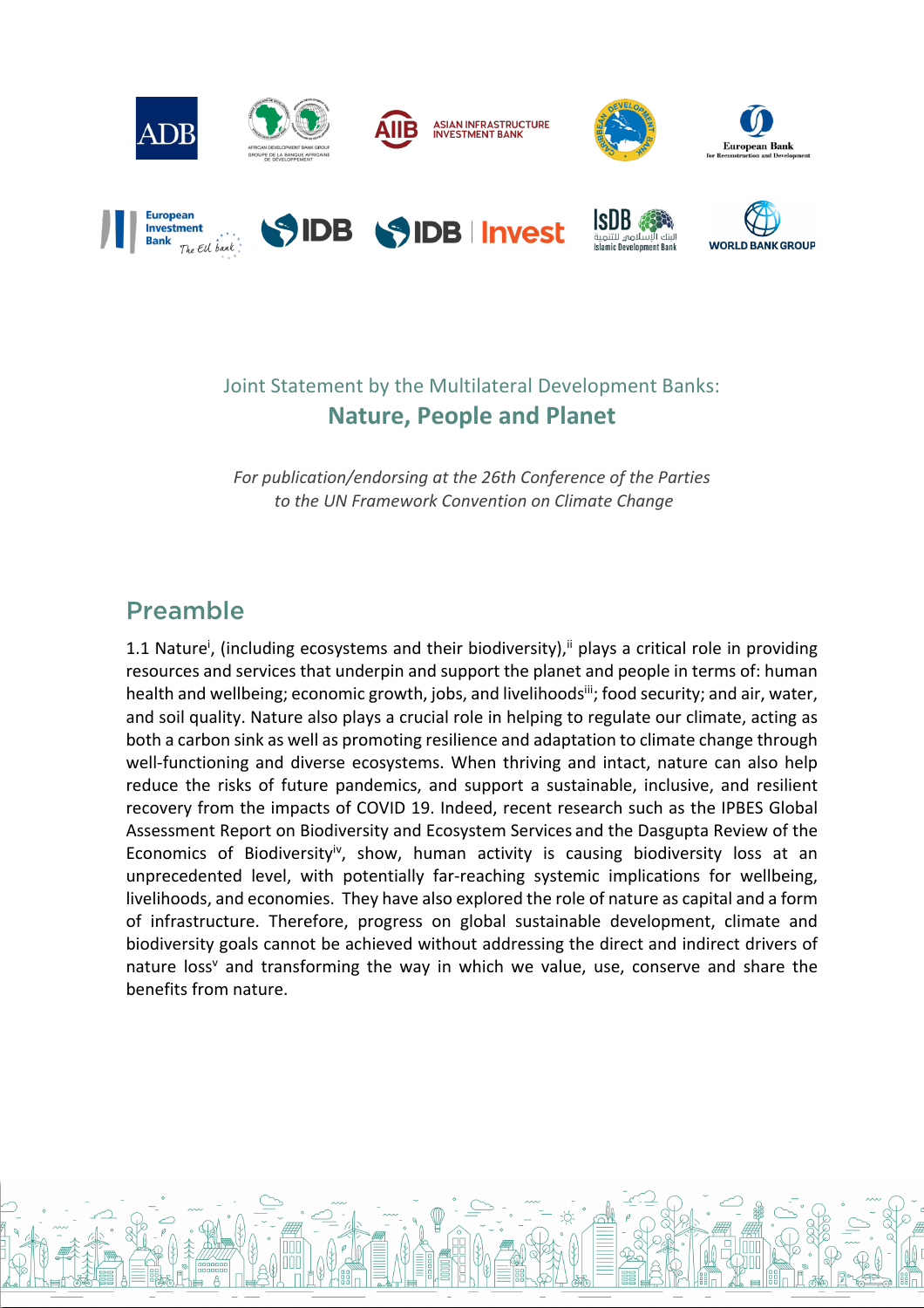Joint Statement by the Multilateral Development Banks:

# Nature, People and Planet

*For publication/endorsing at the 26th Conference of the Parties to the UN Framework Convention on Climate Change*

## Preamble

1.1 Nature[i], (including ecosystems and their biodiversity),[ii] plays a critical role in providing resources and services that underpin and support the planet and people in terms of: human health and wellbeing; economic growth, jobs, and livelihoods[iii]; food security; and air, water, and soil quality. Nature also plays a crucial role in helping to regulate our climate, acting as both a carbon sink as well as promoting resilience and adaptation to climate change through well-functioning and diverse ecosystems. When thriving and intact, nature can also help reduce the risks of future pandemics, and support a sustainable, inclusive, and resilient recovery from the impacts of COVID 19. Indeed, recent research such as the IPBES Global Assessment Report on Biodiversity and Ecosystem Services and the Dasgupta Review of the Economics of Biodiversity[iv], show, human activity is causing biodiversity loss at an unprecedented level, with potentially far-reaching systemic implications for wellbeing, livelihoods, and economies. They have also explored the role of nature as capital and a form of infrastructure. Therefore, progress on global sustainable development, climate and biodiversity goals cannot be achieved without addressing the direct and indirect drivers of nature loss[v] and transforming the way in which we value, use, conserve and share the benefits from nature.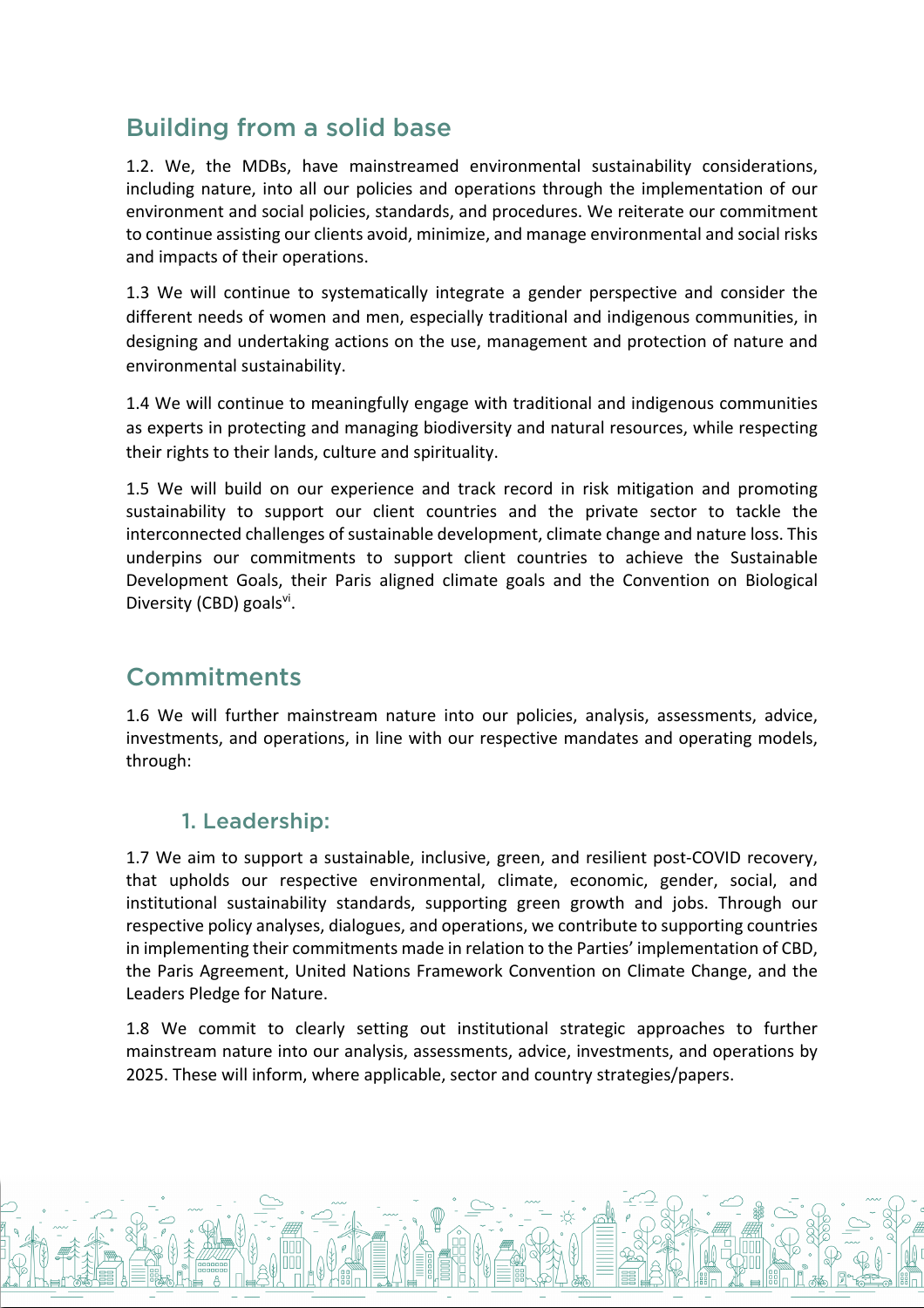## Building from a solid base

1.2. We, the MDBs, have mainstreamed environmental sustainability considerations, including nature, into all our policies and operations through the implementation of our environment and social policies, standards, and procedures. We reiterate our commitment to continue assisting our clients avoid, minimize, and manage environmental and social risks and impacts of their operations.

1.3 We will continue to systematically integrate a gender perspective and consider the different needs of women and men, especially traditional and indigenous communities, in designing and undertaking actions on the use, management and protection of nature and environmental sustainability.

1.4 We will continue to meaningfully engage with traditional and indigenous communities as experts in protecting and managing biodiversity and natural resources, while respecting their rights to their lands, culture and spirituality.

1.5 We will build on our experience and track record in risk mitigation and promoting sustainability to support our client countries and the private sector to tackle the interconnected challenges of sustainable development, climate change and nature loss. This underpins our commitments to support client countries to achieve the Sustainable Development Goals, their Paris aligned climate goals and the Convention on Biological Diversity (CBD) goals[vi].

## Commitments

1.6 We will further mainstream nature into our policies, analysis, assessments, advice, investments, and operations, in line with our respective mandates and operating models, through:

### 1. Leadership:

1.7 We aim to support a sustainable, inclusive, green, and resilient post-COVID recovery, that upholds our respective environmental, climate, economic, gender, social, and institutional sustainability standards, supporting green growth and jobs. Through our respective policy analyses, dialogues, and operations, we contribute to supporting countries in implementing their commitments made in relation to the Parties' implementation of CBD, the Paris Agreement, United Nations Framework Convention on Climate Change, and the Leaders Pledge for Nature.

1.8 We commit to clearly setting out institutional strategic approaches to further mainstream nature into our analysis, assessments, advice, investments, and operations by 2025. These will inform, where applicable, sector and country strategies/papers.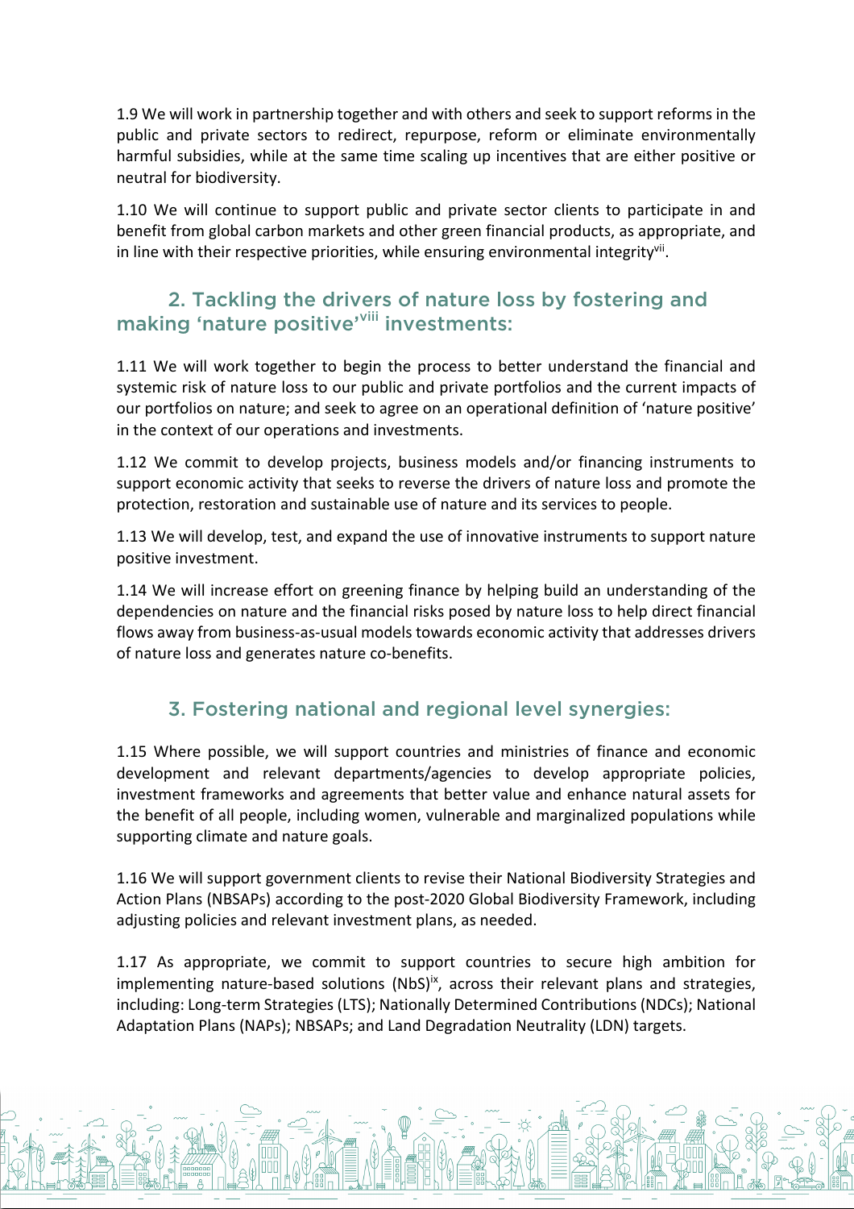1.9 We will work in partnership together and with others and seek to support reforms in the public and private sectors to redirect, repurpose, reform or eliminate environmentally harmful subsidies, while at the same time scaling up incentives that are either positive or neutral for biodiversity.

1.10 We will continue to support public and private sector clients to participate in and benefit from global carbon markets and other green financial products, as appropriate, and in line with their respective priorities, while ensuring environmental integrity[vii].

## 2. Tackling the drivers of nature loss by fostering and making 'nature positive'[viii] investments:

1.11 We will work together to begin the process to better understand the financial and systemic risk of nature loss to our public and private portfolios and the current impacts of our portfolios on nature; and seek to agree on an operational definition of 'nature positive' in the context of our operations and investments.

1.12 We commit to develop projects, business models and/or financing instruments to support economic activity that seeks to reverse the drivers of nature loss and promote the protection, restoration and sustainable use of nature and its services to people.

1.13 We will develop, test, and expand the use of innovative instruments to support nature positive investment.

1.14 We will increase effort on greening finance by helping build an understanding of the dependencies on nature and the financial risks posed by nature loss to help direct financial flows away from business-as-usual models towards economic activity that addresses drivers of nature loss and generates nature co-benefits.

## 3. Fostering national and regional level synergies:

1.15 Where possible, we will support countries and ministries of finance and economic development and relevant departments/agencies to develop appropriate policies, investment frameworks and agreements that better value and enhance natural assets for the benefit of all people, including women, vulnerable and marginalized populations while supporting climate and nature goals.

1.16 We will support government clients to revise their National Biodiversity Strategies and Action Plans (NBSAPs) according to the post-2020 Global Biodiversity Framework, including adjusting policies and relevant investment plans, as needed.

1.17 As appropriate, we commit to support countries to secure high ambition for implementing nature-based solutions (NbS)[ix], across their relevant plans and strategies, including: Long-term Strategies (LTS); Nationally Determined Contributions (NDCs); National Adaptation Plans (NAPs); NBSAPs; and Land Degradation Neutrality (LDN) targets.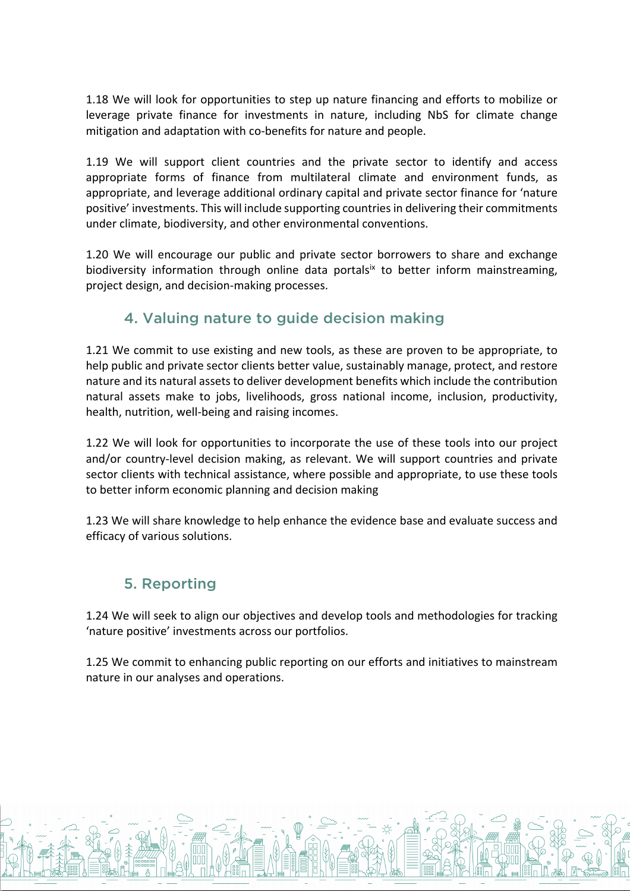1.18 We will look for opportunities to step up nature financing and efforts to mobilize or leverage private finance for investments in nature, including NbS for climate change mitigation and adaptation with co-benefits for nature and people.

1.19 We will support client countries and the private sector to identify and access appropriate forms of finance from multilateral climate and environment funds, as appropriate, and leverage additional ordinary capital and private sector finance for 'nature positive' investments. This will include supporting countries in delivering their commitments under climate, biodiversity, and other environmental conventions.

1.20 We will encourage our public and private sector borrowers to share and exchange biodiversity information through online data portals[ix] to better inform mainstreaming, project design, and decision-making processes.

## 4. Valuing nature to guide decision making

1.21 We commit to use existing and new tools, as these are proven to be appropriate, to help public and private sector clients better value, sustainably manage, protect, and restore nature and its natural assets to deliver development benefits which include the contribution natural assets make to jobs, livelihoods, gross national income, inclusion, productivity, health, nutrition, well-being and raising incomes.

1.22 We will look for opportunities to incorporate the use of these tools into our project and/or country-level decision making, as relevant. We will support countries and private sector clients with technical assistance, where possible and appropriate, to use these tools to better inform economic planning and decision making

1.23 We will share knowledge to help enhance the evidence base and evaluate success and efficacy of various solutions.

## 5. Reporting

1.24 We will seek to align our objectives and develop tools and methodologies for tracking 'nature positive' investments across our portfolios.

1.25 We commit to enhancing public reporting on our efforts and initiatives to mainstream nature in our analyses and operations.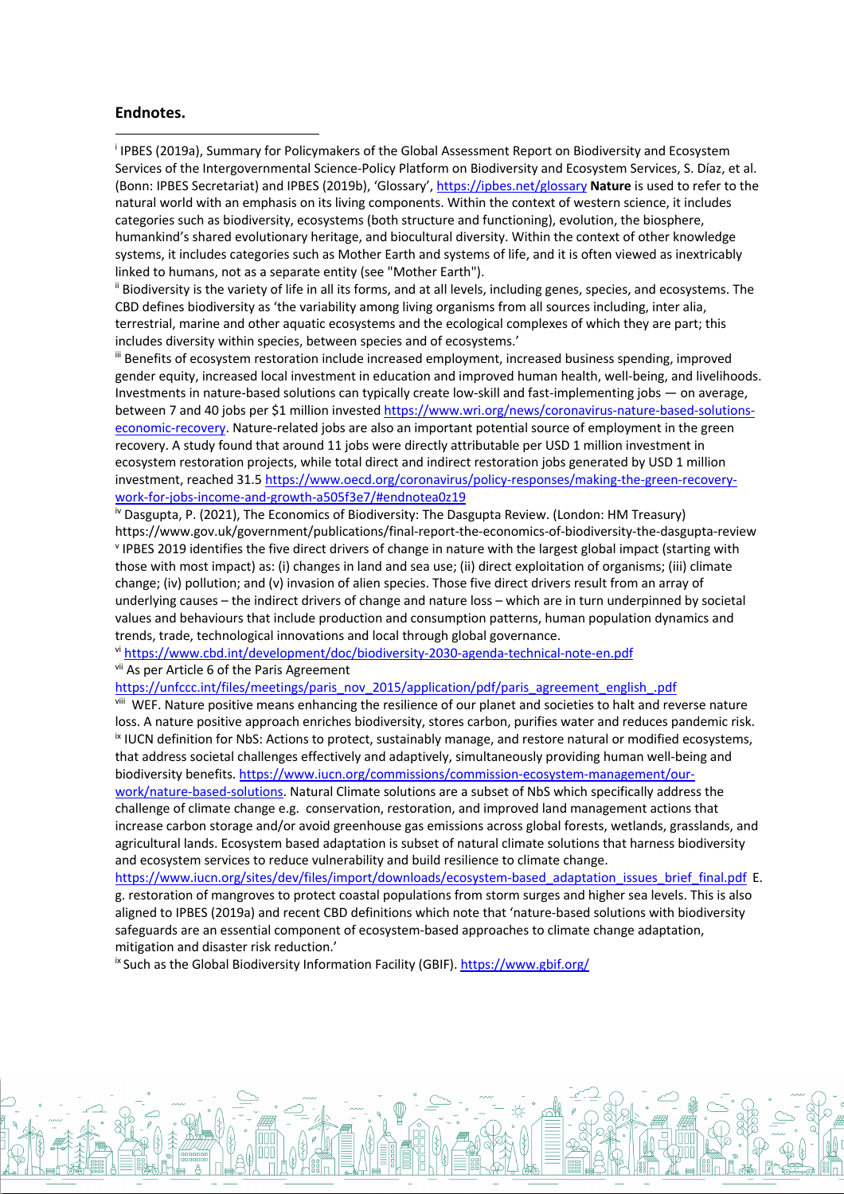## Endnotes.

[i] IPBES (2019a), Summary for Policymakers of the Global Assessment Report on Biodiversity and Ecosystem Services of the Intergovernmental Science-Policy Platform on Biodiversity and Ecosystem Services, S. Díaz, et al. (Bonn: IPBES Secretariat) and IPBES (2019b), 'Glossary', https://ipbes.net/glossary **Nature** is used to refer to the natural world with an emphasis on its living components. Within the context of western science, it includes categories such as biodiversity, ecosystems (both structure and functioning), evolution, the biosphere, humankind's shared evolutionary heritage, and biocultural diversity. Within the context of other knowledge systems, it includes categories such as Mother Earth and systems of life, and it is often viewed as inextricably linked to humans, not as a separate entity (see "Mother Earth").

[ii] Biodiversity is the variety of life in all its forms, and at all levels, including genes, species, and ecosystems. The CBD defines biodiversity as 'the variability among living organisms from all sources including, inter alia, terrestrial, marine and other aquatic ecosystems and the ecological complexes of which they are part; this includes diversity within species, between species and of ecosystems.'

[iii] Benefits of ecosystem restoration include increased employment, increased business spending, improved gender equity, increased local investment in education and improved human health, well-being, and livelihoods. Investments in nature-based solutions can typically create low-skill and fast-implementing jobs — on average, between 7 and 40 jobs per $1 million invested https://www.wri.org/news/coronavirus-nature-based-solutions-economic-recovery. Nature-related jobs are also an important potential source of employment in the green recovery. A study found that around 11 jobs were directly attributable per USD 1 million investment in ecosystem restoration projects, while total direct and indirect restoration jobs generated by USD 1 million investment, reached 31.5 https://www.oecd.org/coronavirus/policy-responses/making-the-green-recovery-work-for-jobs-income-and-growth-a505f3e7/#endnotea0z19

[iv] Dasgupta, P. (2021), The Economics of Biodiversity: The Dasgupta Review. (London: HM Treasury) https://www.gov.uk/government/publications/final-report-the-economics-of-biodiversity-the-dasgupta-review

[v] IPBES 2019 identifies the five direct drivers of change in nature with the largest global impact (starting with those with most impact) as: (i) changes in land and sea use; (ii) direct exploitation of organisms; (iii) climate change; (iv) pollution; and (v) invasion of alien species. Those five direct drivers result from an array of underlying causes – the indirect drivers of change and nature loss – which are in turn underpinned by societal values and behaviours that include production and consumption patterns, human population dynamics and trends, trade, technological innovations and local through global governance.

[vi] https://www.cbd.int/development/doc/biodiversity-2030-agenda-technical-note-en.pdf

[vii] As per Article 6 of the Paris Agreement https://unfccc.int/files/meetings/paris_nov_2015/application/pdf/paris_agreement_english_.pdf

[viii] WEF. Nature positive means enhancing the resilience of our planet and societies to halt and reverse nature loss. A nature positive approach enriches biodiversity, stores carbon, purifies water and reduces pandemic risk.

[ix] IUCN definition for NbS: Actions to protect, sustainably manage, and restore natural or modified ecosystems, that address societal challenges effectively and adaptively, simultaneously providing human well-being and biodiversity benefits. https://www.iucn.org/commissions/commission-ecosystem-management/our-work/nature-based-solutions. Natural Climate solutions are a subset of NbS which specifically address the challenge of climate change e.g. conservation, restoration, and improved land management actions that increase carbon storage and/or avoid greenhouse gas emissions across global forests, wetlands, grasslands, and agricultural lands. Ecosystem based adaptation is subset of natural climate solutions that harness biodiversity and ecosystem services to reduce vulnerability and build resilience to climate change. https://www.iucn.org/sites/dev/files/import/downloads/ecosystem-based_adaptation_issues_brief_final.pdf E. g. restoration of mangroves to protect coastal populations from storm surges and higher sea levels. This is also aligned to IPBES (2019a) and recent CBD definitions which note that 'nature-based solutions with biodiversity safeguards are an essential component of ecosystem-based approaches to climate change adaptation, mitigation and disaster risk reduction.'

[ix] Such as the Global Biodiversity Information Facility (GBIF). https://www.gbif.org/